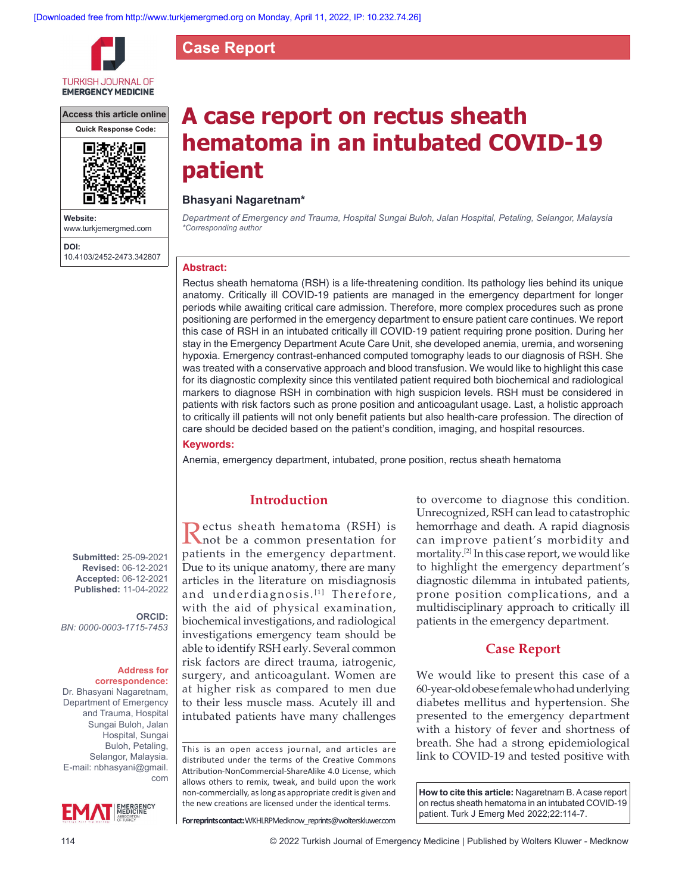# A case report on rectus sheath hematoma in an intubated COVID-19 patient

**Bhasyani Nagaretnam***

*Department of Emergency and Trauma, Hospital Sungai Buloh, Jalan Hospital, Petaling, Selangor, Malaysia*
*\*Corresponding author*

**Access this article online**

**Website:** www.turkjemergmed.com

**DOI:** 10.4103/2452-2473.342807

**Submitted:** 25-09-2021
**Revised:** 06-12-2021
**Accepted:** 06-12-2021
**Published:** 11-04-2022

**ORCID:**
BN: 0000-0003-1715-7453

**Address for correspondence:**
Dr. Bhasyani Nagaretnam, Department of Emergency and Trauma, Hospital Sungai Buloh, Jalan Hospital, Sungai Buloh, Petaling, Selangor, Malaysia.
E-mail: nbhasyani@gmail.com

## Abstract:

Rectus sheath hematoma (RSH) is a life-threatening condition. Its pathology lies behind its unique anatomy. Critically ill COVID-19 patients are managed in the emergency department for longer periods while awaiting critical care admission. Therefore, more complex procedures such as prone positioning are performed in the emergency department to ensure patient care continues. We report this case of RSH in an intubated critically ill COVID-19 patient requiring prone position. During her stay in the Emergency Department Acute Care Unit, she developed anemia, uremia, and worsening hypoxia. Emergency contrast-enhanced computed tomography leads to our diagnosis of RSH. She was treated with a conservative approach and blood transfusion. We would like to highlight this case for its diagnostic complexity since this ventilated patient required both biochemical and radiological markers to diagnose RSH in combination with high suspicion levels. RSH must be considered in patients with risk factors such as prone position and anticoagulant usage. Last, a holistic approach to critically ill patients will not only benefit patients but also health-care profession. The direction of care should be decided based on the patient's condition, imaging, and hospital resources.

## Keywords:

Anemia, emergency department, intubated, prone position, rectus sheath hematoma

## Introduction

Rectus sheath hematoma (RSH) is not be a common presentation for patients in the emergency department. Due to its unique anatomy, there are many articles in the literature on misdiagnosis and underdiagnosis.[1] Therefore, with the aid of physical examination, biochemical investigations, and radiological investigations emergency team should be able to identify RSH early. Several common risk factors are direct trauma, iatrogenic, surgery, and anticoagulant. Women are at higher risk as compared to men due to their less muscle mass. Acutely ill and intubated patients have many challenges to overcome to diagnose this condition. Unrecognized, RSH can lead to catastrophic hemorrhage and death. A rapid diagnosis can improve patient's morbidity and mortality.[2] In this case report, we would like to highlight the emergency department's diagnostic dilemma in intubated patients, prone position complications, and a multidisciplinary approach to critically ill patients in the emergency department.

## Case Report

We would like to present this case of a 60-year-old obese female who had underlying diabetes mellitus and hypertension. She presented to the emergency department with a history of fever and shortness of breath. She had a strong epidemiological link to COVID-19 and tested positive with

This is an open access journal, and articles are distributed under the terms of the Creative Commons Attribution-NonCommercial-ShareAlike 4.0 License, which allows others to remix, tweak, and build upon the work non-commercially, as long as appropriate credit is given and the new creations are licensed under the identical terms.

**For reprints contact:** WKHLRPMedknow_reprints@wolterskluwer.com

**How to cite this article:** Nagaretnam B. A case report on rectus sheath hematoma in an intubated COVID-19 patient. Turk J Emerg Med 2022;22:114-7.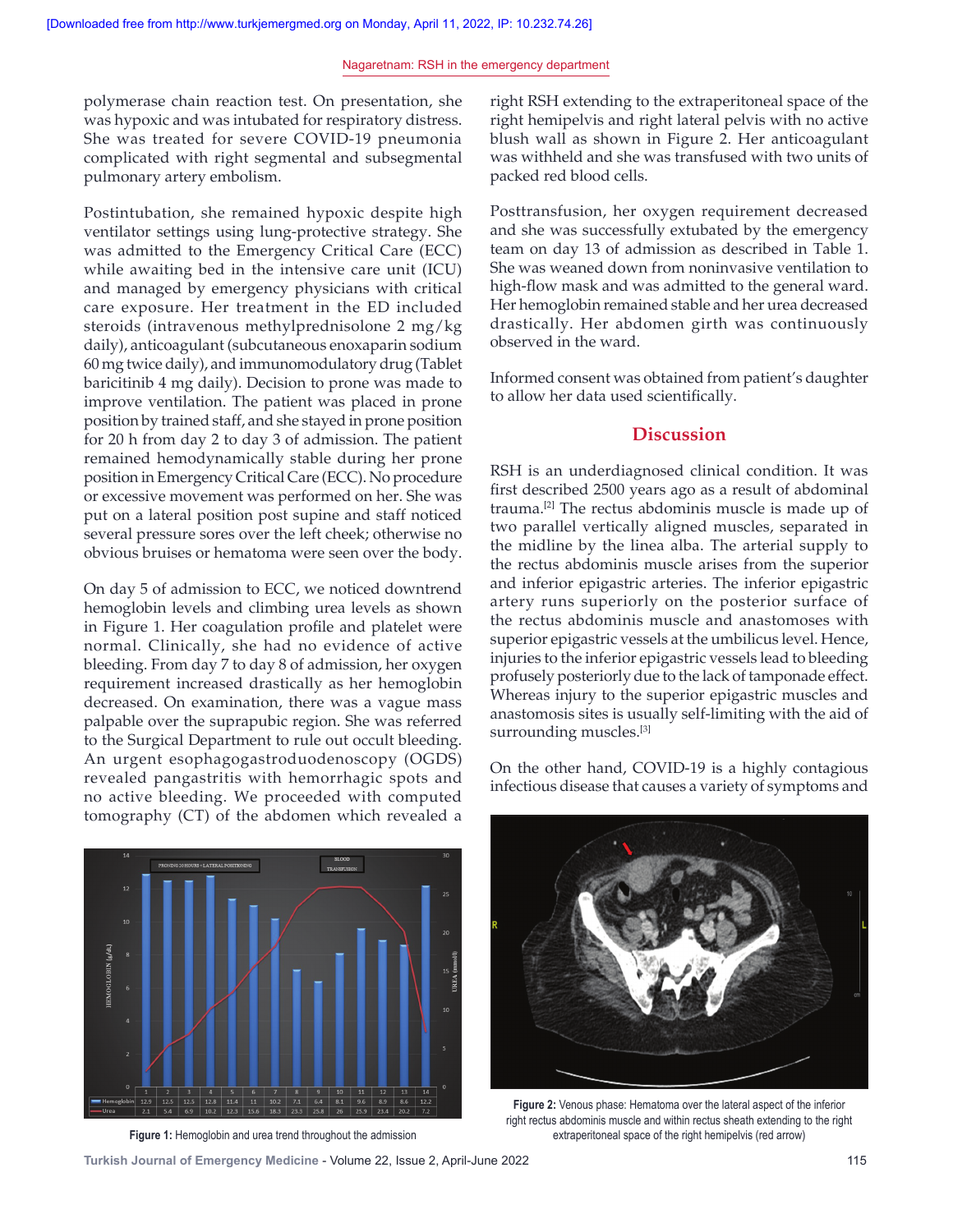polymerase chain reaction test. On presentation, she was hypoxic and was intubated for respiratory distress. She was treated for severe COVID-19 pneumonia complicated with right segmental and subsegmental pulmonary artery embolism.

Postintubation, she remained hypoxic despite high ventilator settings using lung-protective strategy. She was admitted to the Emergency Critical Care (ECC) while awaiting bed in the intensive care unit (ICU) and managed by emergency physicians with critical care exposure. Her treatment in the ED included steroids (intravenous methylprednisolone 2 mg/kg daily), anticoagulant (subcutaneous enoxaparin sodium 60 mg twice daily), and immunomodulatory drug (Tablet baricitinib 4 mg daily). Decision to prone was made to improve ventilation. The patient was placed in prone position by trained staff, and she stayed in prone position for 20 h from day 2 to day 3 of admission. The patient remained hemodynamically stable during her prone position in Emergency Critical Care (ECC). No procedure or excessive movement was performed on her. She was put on a lateral position post supine and staff noticed several pressure sores over the left cheek; otherwise no obvious bruises or hematoma were seen over the body.

On day 5 of admission to ECC, we noticed downtrend hemoglobin levels and climbing urea levels as shown in Figure 1. Her coagulation profile and platelet were normal. Clinically, she had no evidence of active bleeding. From day 7 to day 8 of admission, her oxygen requirement increased drastically as her hemoglobin decreased. On examination, there was a vague mass palpable over the suprapubic region. She was referred to the Surgical Department to rule out occult bleeding. An urgent esophagogastroduodenoscopy (OGDS) revealed pangastritis with hemorrhagic spots and no active bleeding. We proceeded with computed tomography (CT) of the abdomen which revealed a right RSH extending to the extraperitoneal space of the right hemipelvis and right lateral pelvis with no active blush wall as shown in Figure 2. Her anticoagulant was withheld and she was transfused with two units of packed red blood cells.

Posttransfusion, her oxygen requirement decreased and she was successfully extubated by the emergency team on day 13 of admission as described in Table 1. She was weaned down from noninvasive ventilation to high-flow mask and was admitted to the general ward. Her hemoglobin remained stable and her urea decreased drastically. Her abdomen girth was continuously observed in the ward.

Informed consent was obtained from patient's daughter to allow her data used scientifically.

| Day | 1 | 2 | 3 | 4 | 5 | 6 | 7 | 8 | 9 | 10 | 11 | 12 | 13 | 14 |
|---|---|---|---|---|---|---|---|---|---|---|---|---|---|---|
| Hemoglobin | 12.9 | 12.5 | 12.5 | 12.8 | 11.4 | 11 | 10.2 | 7.1 | 6.4 | 8.1 | 9.6 | 8.9 | 8.6 | 12.2 |
| Urea | 2.1 | 5.4 | 6.9 | 10.2 | 12.3 | 15.6 | 18.3 | 23.3 | 25.8 | 26 | 25.9 | 23.4 | 20.2 | 7.2 |

Figure 1: Hemoglobin and urea trend throughout the admission

Figure 2: Venous phase: Hematoma over the lateral aspect of the inferior right rectus abdominis muscle and within rectus sheath extending to the right extraperitoneal space of the right hemipelvis (red arrow)

## Discussion

RSH is an underdiagnosed clinical condition. It was first described 2500 years ago as a result of abdominal trauma.[2] The rectus abdominis muscle is made up of two parallel vertically aligned muscles, separated in the midline by the linea alba. The arterial supply to the rectus abdominis muscle arises from the superior and inferior epigastric arteries. The inferior epigastric artery runs superiorly on the posterior surface of the rectus abdominis muscle and anastomoses with superior epigastric vessels at the umbilicus level. Hence, injuries to the inferior epigastric vessels lead to bleeding profusely posteriorly due to the lack of tamponade effect. Whereas injury to the superior epigastric muscles and anastomosis sites is usually self-limiting with the aid of surrounding muscles.[3]

On the other hand, COVID-19 is a highly contagious infectious disease that causes a variety of symptoms and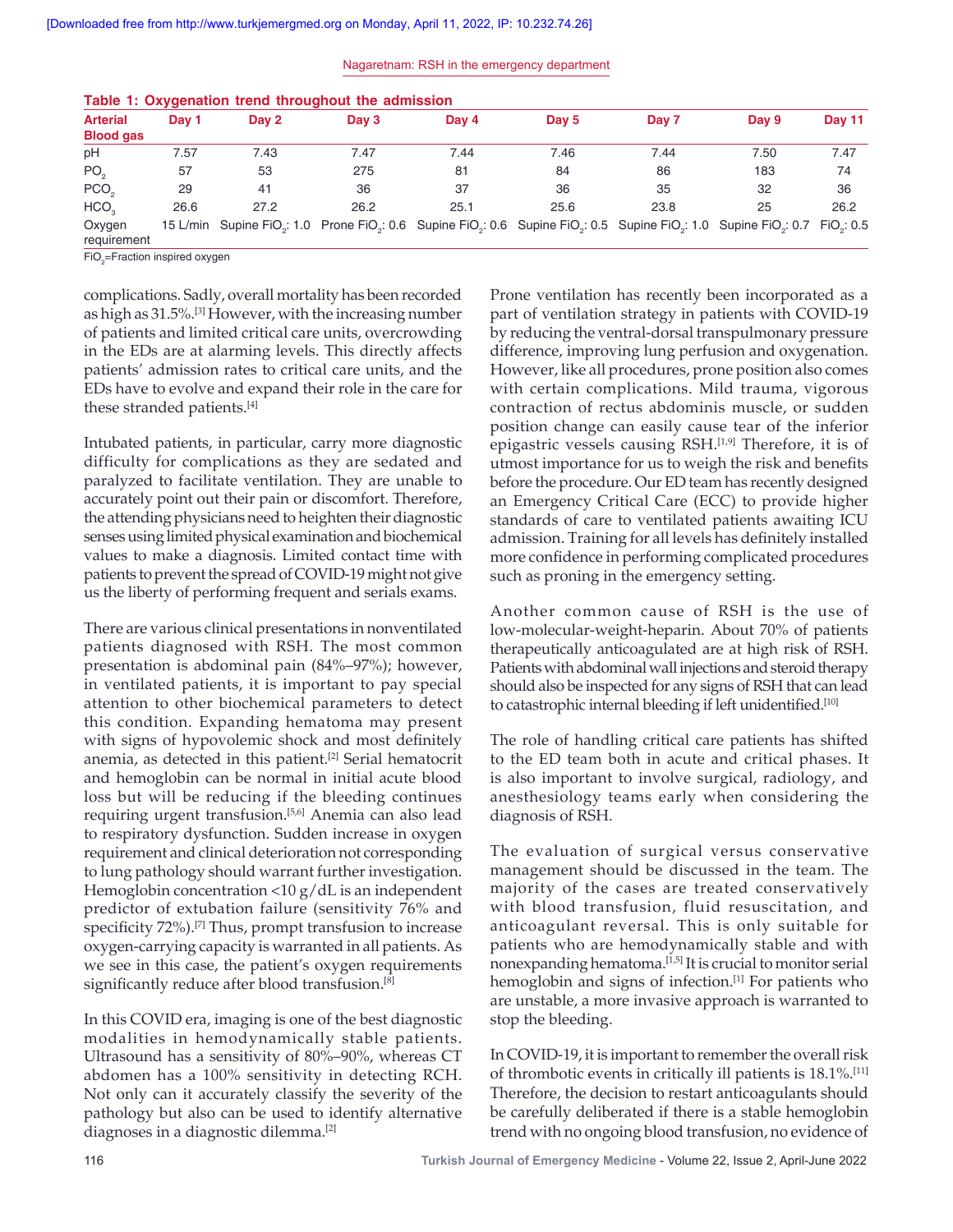**Table 1: Oxygenation trend throughout the admission**

| Arterial Blood gas | Day 1 | Day 2 | Day 3 | Day 4 | Day 5 | Day 7 | Day 9 | Day 11 |
|---|---|---|---|---|---|---|---|---|
| pH | 7.57 | 7.43 | 7.47 | 7.44 | 7.46 | 7.44 | 7.50 | 7.47 |
| $PO_2$ | 57 | 53 | 275 | 81 | 84 | 86 | 183 | 74 |
| $PCO_2$ | 29 | 41 | 36 | 37 | 36 | 35 | 32 | 36 |
| $HCO_3$ | 26.6 | 27.2 | 26.2 | 25.1 | 25.6 | 23.8 | 25 | 26.2 |
| Oxygen requirement | 15 L/min | Supine $FiO_2$: 1.0 | Prone $FiO_2$: 0.6 | Supine $FiO_2$: 0.6 | Supine $FiO_2$: 0.5 | Supine $FiO_2$: 1.0 | Supine $FiO_2$: 0.7 | $FiO_2$: 0.5 |

$FiO_2$=Fraction inspired oxygen

complications. Sadly, overall mortality has been recorded as high as 31.5%.[3] However, with the increasing number of patients and limited critical care units, overcrowding in the EDs are at alarming levels. This directly affects patients' admission rates to critical care units, and the EDs have to evolve and expand their role in the care for these stranded patients.[4]

Intubated patients, in particular, carry more diagnostic difficulty for complications as they are sedated and paralyzed to facilitate ventilation. They are unable to accurately point out their pain or discomfort. Therefore, the attending physicians need to heighten their diagnostic senses using limited physical examination and biochemical values to make a diagnosis. Limited contact time with patients to prevent the spread of COVID-19 might not give us the liberty of performing frequent and serials exams.

There are various clinical presentations in nonventilated patients diagnosed with RSH. The most common presentation is abdominal pain (84%–97%); however, in ventilated patients, it is important to pay special attention to other biochemical parameters to detect this condition. Expanding hematoma may present with signs of hypovolemic shock and most definitely anemia, as detected in this patient.[2] Serial hematocrit and hemoglobin can be normal in initial acute blood loss but will be reducing if the bleeding continues requiring urgent transfusion.[5,6] Anemia can also lead to respiratory dysfunction. Sudden increase in oxygen requirement and clinical deterioration not corresponding to lung pathology should warrant further investigation. Hemoglobin concentration <10 g/dL is an independent predictor of extubation failure (sensitivity 76% and specificity 72%).[7] Thus, prompt transfusion to increase oxygen-carrying capacity is warranted in all patients. As we see in this case, the patient's oxygen requirements significantly reduce after blood transfusion.[8]

In this COVID era, imaging is one of the best diagnostic modalities in hemodynamically stable patients. Ultrasound has a sensitivity of 80%–90%, whereas CT abdomen has a 100% sensitivity in detecting RCH. Not only can it accurately classify the severity of the pathology but also can be used to identify alternative diagnoses in a diagnostic dilemma.[2]

Prone ventilation has recently been incorporated as a part of ventilation strategy in patients with COVID-19 by reducing the ventral-dorsal transpulmonary pressure difference, improving lung perfusion and oxygenation. However, like all procedures, prone position also comes with certain complications. Mild trauma, vigorous contraction of rectus abdominis muscle, or sudden position change can easily cause tear of the inferior epigastric vessels causing RSH.[1,9] Therefore, it is of utmost importance for us to weigh the risk and benefits before the procedure. Our ED team has recently designed an Emergency Critical Care (ECC) to provide higher standards of care to ventilated patients awaiting ICU admission. Training for all levels has definitely installed more confidence in performing complicated procedures such as proning in the emergency setting.

Another common cause of RSH is the use of low-molecular-weight-heparin. About 70% of patients therapeutically anticoagulated are at high risk of RSH. Patients with abdominal wall injections and steroid therapy should also be inspected for any signs of RSH that can lead to catastrophic internal bleeding if left unidentified.[10]

The role of handling critical care patients has shifted to the ED team both in acute and critical phases. It is also important to involve surgical, radiology, and anesthesiology teams early when considering the diagnosis of RSH.

The evaluation of surgical versus conservative management should be discussed in the team. The majority of the cases are treated conservatively with blood transfusion, fluid resuscitation, and anticoagulant reversal. This is only suitable for patients who are hemodynamically stable and with nonexpanding hematoma.[1,5] It is crucial to monitor serial hemoglobin and signs of infection.[1] For patients who are unstable, a more invasive approach is warranted to stop the bleeding.

In COVID-19, it is important to remember the overall risk of thrombotic events in critically ill patients is 18.1%.[11] Therefore, the decision to restart anticoagulants should be carefully deliberated if there is a stable hemoglobin trend with no ongoing blood transfusion, no evidence of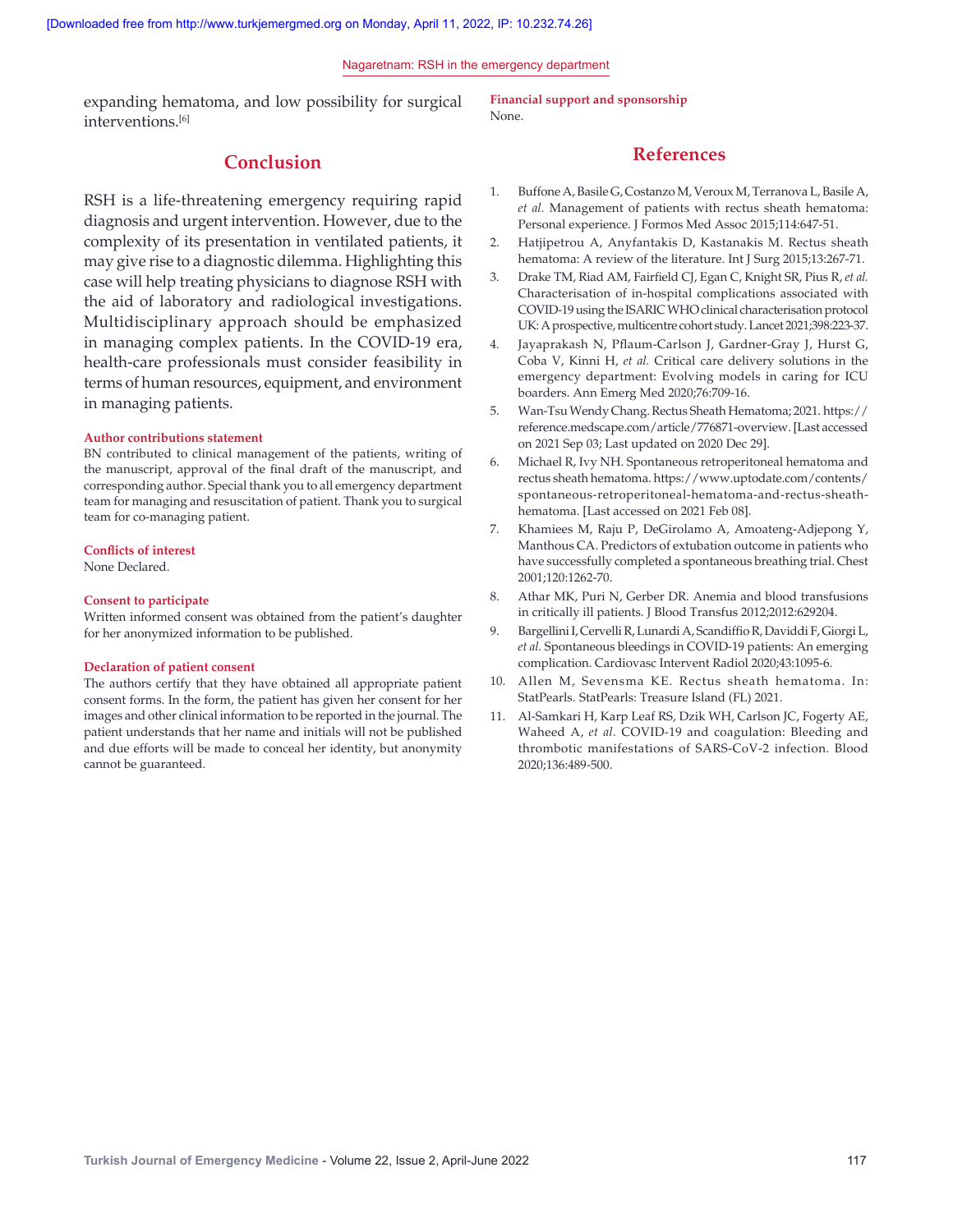expanding hematoma, and low possibility for surgical interventions.[6]

## Conclusion

RSH is a life-threatening emergency requiring rapid diagnosis and urgent intervention. However, due to the complexity of its presentation in ventilated patients, it may give rise to a diagnostic dilemma. Highlighting this case will help treating physicians to diagnose RSH with the aid of laboratory and radiological investigations. Multidisciplinary approach should be emphasized in managing complex patients. In the COVID-19 era, health-care professionals must consider feasibility in terms of human resources, equipment, and environment in managing patients.

### Author contributions statement

BN contributed to clinical management of the patients, writing of the manuscript, approval of the final draft of the manuscript, and corresponding author. Special thank you to all emergency department team for managing and resuscitation of patient. Thank you to surgical team for co-managing patient.

### Conflicts of interest

None Declared.

### Consent to participate

Written informed consent was obtained from the patient's daughter for her anonymized information to be published.

### Declaration of patient consent

The authors certify that they have obtained all appropriate patient consent forms. In the form, the patient has given her consent for her images and other clinical information to be reported in the journal. The patient understands that her name and initials will not be published and due efforts will be made to conceal her identity, but anonymity cannot be guaranteed.

### Financial support and sponsorship

None.

## References

1. Buffone A, Basile G, Costanzo M, Veroux M, Terranova L, Basile A, *et al.* Management of patients with rectus sheath hematoma: Personal experience. J Formos Med Assoc 2015;114:647-51.
2. Hatjipetrou A, Anyfantakis D, Kastanakis M. Rectus sheath hematoma: A review of the literature. Int J Surg 2015;13:267-71.
3. Drake TM, Riad AM, Fairfield CJ, Egan C, Knight SR, Pius R, *et al.* Characterisation of in-hospital complications associated with COVID-19 using the ISARIC WHO clinical characterisation protocol UK: A prospective, multicentre cohort study. Lancet 2021;398:223-37.
4. Jayaprakash N, Pflaum-Carlson J, Gardner-Gray J, Hurst G, Coba V, Kinni H, *et al.* Critical care delivery solutions in the emergency department: Evolving models in caring for ICU boarders. Ann Emerg Med 2020;76:709-16.
5. Wan-Tsu Wendy Chang. Rectus Sheath Hematoma; 2021. https://reference.medscape.com/article/776871-overview. [Last accessed on 2021 Sep 03; Last updated on 2020 Dec 29].
6. Michael R, Ivy NH. Spontaneous retroperitoneal hematoma and rectus sheath hematoma. https://www.uptodate.com/contents/spontaneous-retroperitoneal-hematoma-and-rectus-sheath-hematoma. [Last accessed on 2021 Feb 08].
7. Khamiees M, Raju P, DeGirolamo A, Amoateng-Adjepong Y, Manthous CA. Predictors of extubation outcome in patients who have successfully completed a spontaneous breathing trial. Chest 2001;120:1262-70.
8. Athar MK, Puri N, Gerber DR. Anemia and blood transfusions in critically ill patients. J Blood Transfus 2012;2012:629204.
9. Bargellini I, Cervelli R, Lunardi A, Scandiffio R, Daviddi F, Giorgi L, *et al.* Spontaneous bleedings in COVID-19 patients: An emerging complication. Cardiovasc Intervent Radiol 2020;43:1095-6.
10. Allen M, Sevensma KE. Rectus sheath hematoma. In: StatPearls. StatPearls: Treasure Island (FL) 2021.
11. Al-Samkari H, Karp Leaf RS, Dzik WH, Carlson JC, Fogerty AE, Waheed A, *et al.* COVID-19 and coagulation: Bleeding and thrombotic manifestations of SARS-CoV-2 infection. Blood 2020;136:489-500.